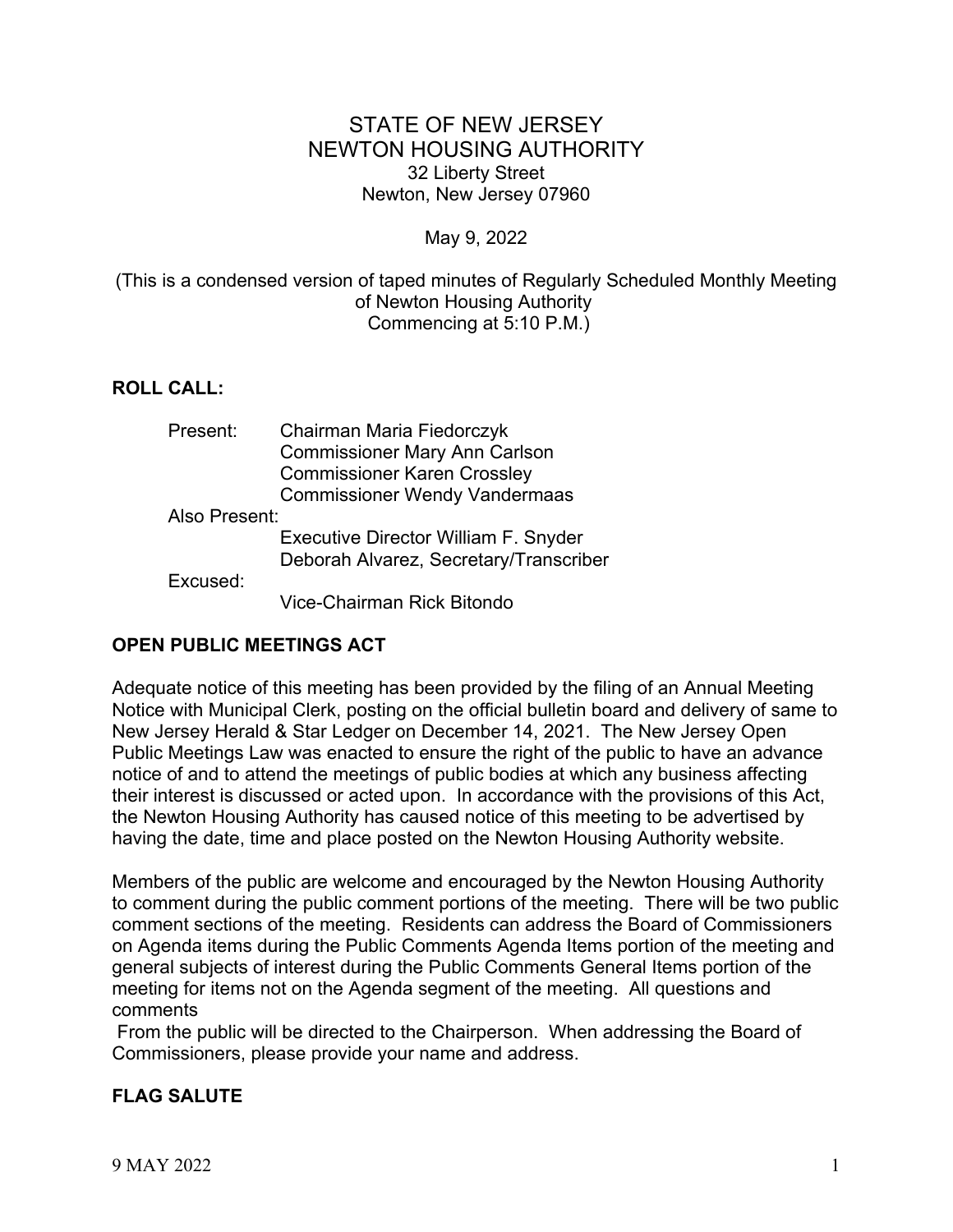# STATE OF NEW JERSEY
# NEWTON HOUSING AUTHORITY

32 Liberty Street
Newton, New Jersey 07960

May 9, 2022

(This is a condensed version of taped minutes of Regularly Scheduled Monthly Meeting of Newton Housing Authority Commencing at 5:10 P.M.)

## ROLL CALL:

Present:
- Chairman Maria Fiedorczyk
- Commissioner Mary Ann Carlson
- Commissioner Karen Crossley
- Commissioner Wendy Vandermaas

Also Present:
- Executive Director William F. Snyder
- Deborah Alvarez, Secretary/Transcriber

Excused:
- Vice-Chairman Rick Bitondo

## OPEN PUBLIC MEETINGS ACT

Adequate notice of this meeting has been provided by the filing of an Annual Meeting Notice with Municipal Clerk, posting on the official bulletin board and delivery of same to New Jersey Herald & Star Ledger on December 14, 2021. The New Jersey Open Public Meetings Law was enacted to ensure the right of the public to have an advance notice of and to attend the meetings of public bodies at which any business affecting their interest is discussed or acted upon. In accordance with the provisions of this Act, the Newton Housing Authority has caused notice of this meeting to be advertised by having the date, time and place posted on the Newton Housing Authority website.

Members of the public are welcome and encouraged by the Newton Housing Authority to comment during the public comment portions of the meeting. There will be two public comment sections of the meeting. Residents can address the Board of Commissioners on Agenda items during the Public Comments Agenda Items portion of the meeting and general subjects of interest during the Public Comments General Items portion of the meeting for items not on the Agenda segment of the meeting. All questions and comments

From the public will be directed to the Chairperson. When addressing the Board of Commissioners, please provide your name and address.

## FLAG SALUTE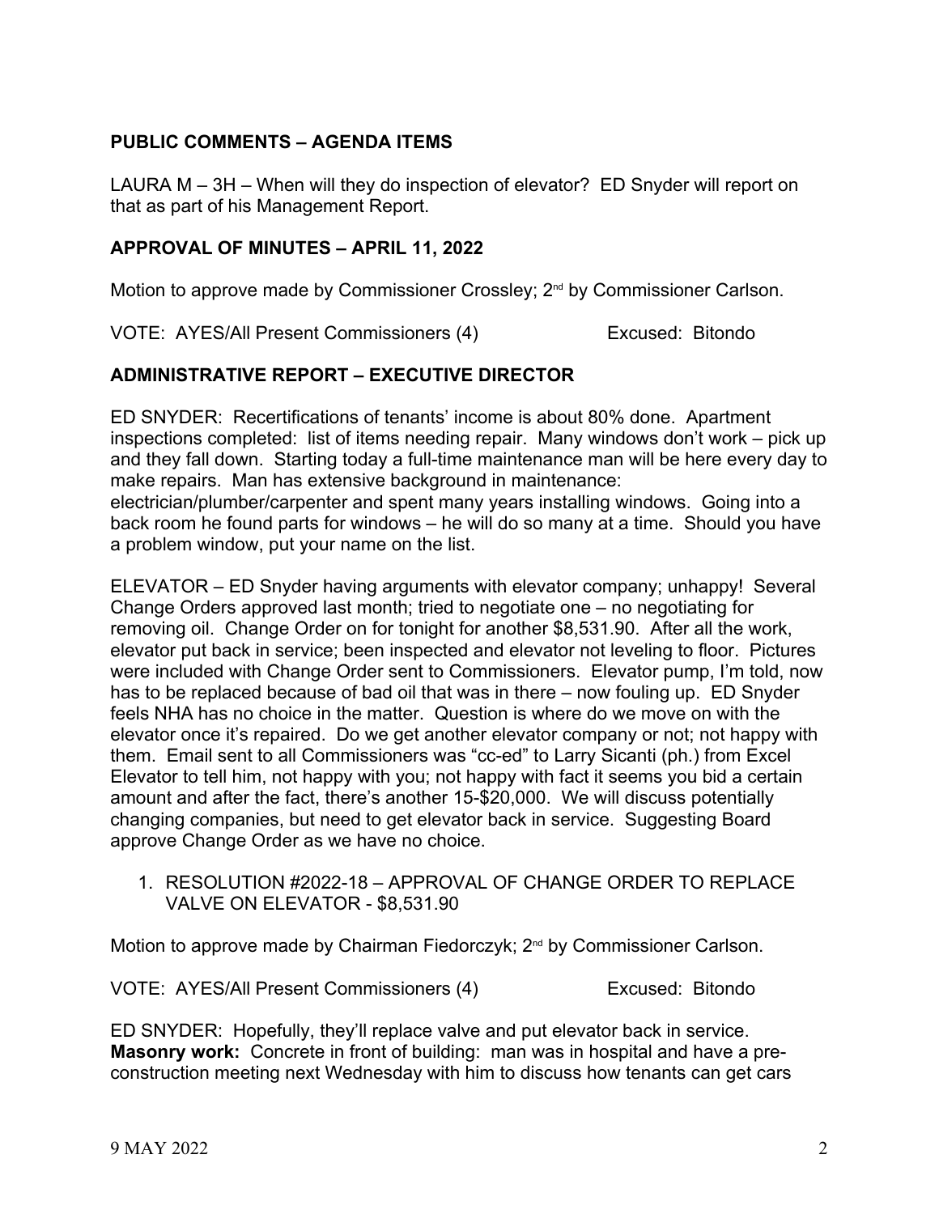## PUBLIC COMMENTS – AGENDA ITEMS

LAURA M – 3H – When will they do inspection of elevator? ED Snyder will report on that as part of his Management Report.

## APPROVAL OF MINUTES – APRIL 11, 2022

Motion to approve made by Commissioner Crossley; 2nd by Commissioner Carlson.

VOTE: AYES/All Present Commissioners (4) Excused: Bitondo

## ADMINISTRATIVE REPORT – EXECUTIVE DIRECTOR

ED SNYDER: Recertifications of tenants' income is about 80% done. Apartment inspections completed: list of items needing repair. Many windows don't work – pick up and they fall down. Starting today a full-time maintenance man will be here every day to make repairs. Man has extensive background in maintenance: electrician/plumber/carpenter and spent many years installing windows. Going into a back room he found parts for windows – he will do so many at a time. Should you have a problem window, put your name on the list.

ELEVATOR – ED Snyder having arguments with elevator company; unhappy! Several Change Orders approved last month; tried to negotiate one – no negotiating for removing oil. Change Order on for tonight for another $8,531.90. After all the work, elevator put back in service; been inspected and elevator not leveling to floor. Pictures were included with Change Order sent to Commissioners. Elevator pump, I'm told, now has to be replaced because of bad oil that was in there – now fouling up. ED Snyder feels NHA has no choice in the matter. Question is where do we move on with the elevator once it's repaired. Do we get another elevator company or not; not happy with them. Email sent to all Commissioners was "cc-ed" to Larry Sicanti (ph.) from Excel Elevator to tell him, not happy with you; not happy with fact it seems you bid a certain amount and after the fact, there's another 15-$20,000. We will discuss potentially changing companies, but need to get elevator back in service. Suggesting Board approve Change Order as we have no choice.

1. RESOLUTION #2022-18 – APPROVAL OF CHANGE ORDER TO REPLACE VALVE ON ELEVATOR - $8,531.90

Motion to approve made by Chairman Fiedorczyk; 2nd by Commissioner Carlson.

VOTE: AYES/All Present Commissioners (4) Excused: Bitondo

ED SNYDER: Hopefully, they'll replace valve and put elevator back in service. **Masonry work:** Concrete in front of building: man was in hospital and have a pre-construction meeting next Wednesday with him to discuss how tenants can get cars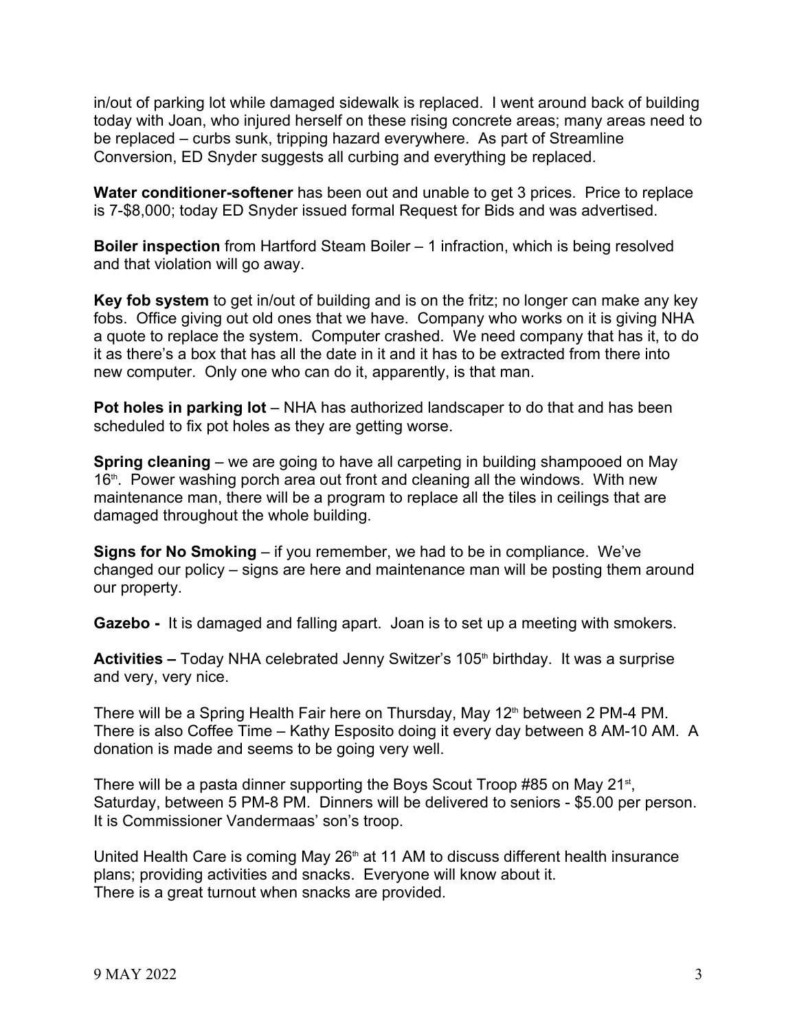in/out of parking lot while damaged sidewalk is replaced. I went around back of building today with Joan, who injured herself on these rising concrete areas; many areas need to be replaced – curbs sunk, tripping hazard everywhere. As part of Streamline Conversion, ED Snyder suggests all curbing and everything be replaced.

**Water conditioner-softener** has been out and unable to get 3 prices. Price to replace is 7-$8,000; today ED Snyder issued formal Request for Bids and was advertised.

**Boiler inspection** from Hartford Steam Boiler – 1 infraction, which is being resolved and that violation will go away.

**Key fob system** to get in/out of building and is on the fritz; no longer can make any key fobs. Office giving out old ones that we have. Company who works on it is giving NHA a quote to replace the system. Computer crashed. We need company that has it, to do it as there's a box that has all the date in it and it has to be extracted from there into new computer. Only one who can do it, apparently, is that man.

**Pot holes in parking lot** – NHA has authorized landscaper to do that and has been scheduled to fix pot holes as they are getting worse.

**Spring cleaning** – we are going to have all carpeting in building shampooed on May 16th. Power washing porch area out front and cleaning all the windows. With new maintenance man, there will be a program to replace all the tiles in ceilings that are damaged throughout the whole building.

**Signs for No Smoking** – if you remember, we had to be in compliance. We've changed our policy – signs are here and maintenance man will be posting them around our property.

**Gazebo -** It is damaged and falling apart. Joan is to set up a meeting with smokers.

**Activities –** Today NHA celebrated Jenny Switzer's 105th birthday. It was a surprise and very, very nice.

There will be a Spring Health Fair here on Thursday, May 12th between 2 PM-4 PM. There is also Coffee Time – Kathy Esposito doing it every day between 8 AM-10 AM. A donation is made and seems to be going very well.

There will be a pasta dinner supporting the Boys Scout Troop #85 on May 21st, Saturday, between 5 PM-8 PM. Dinners will be delivered to seniors - $5.00 per person. It is Commissioner Vandermaas' son's troop.

United Health Care is coming May 26th at 11 AM to discuss different health insurance plans; providing activities and snacks. Everyone will know about it.
There is a great turnout when snacks are provided.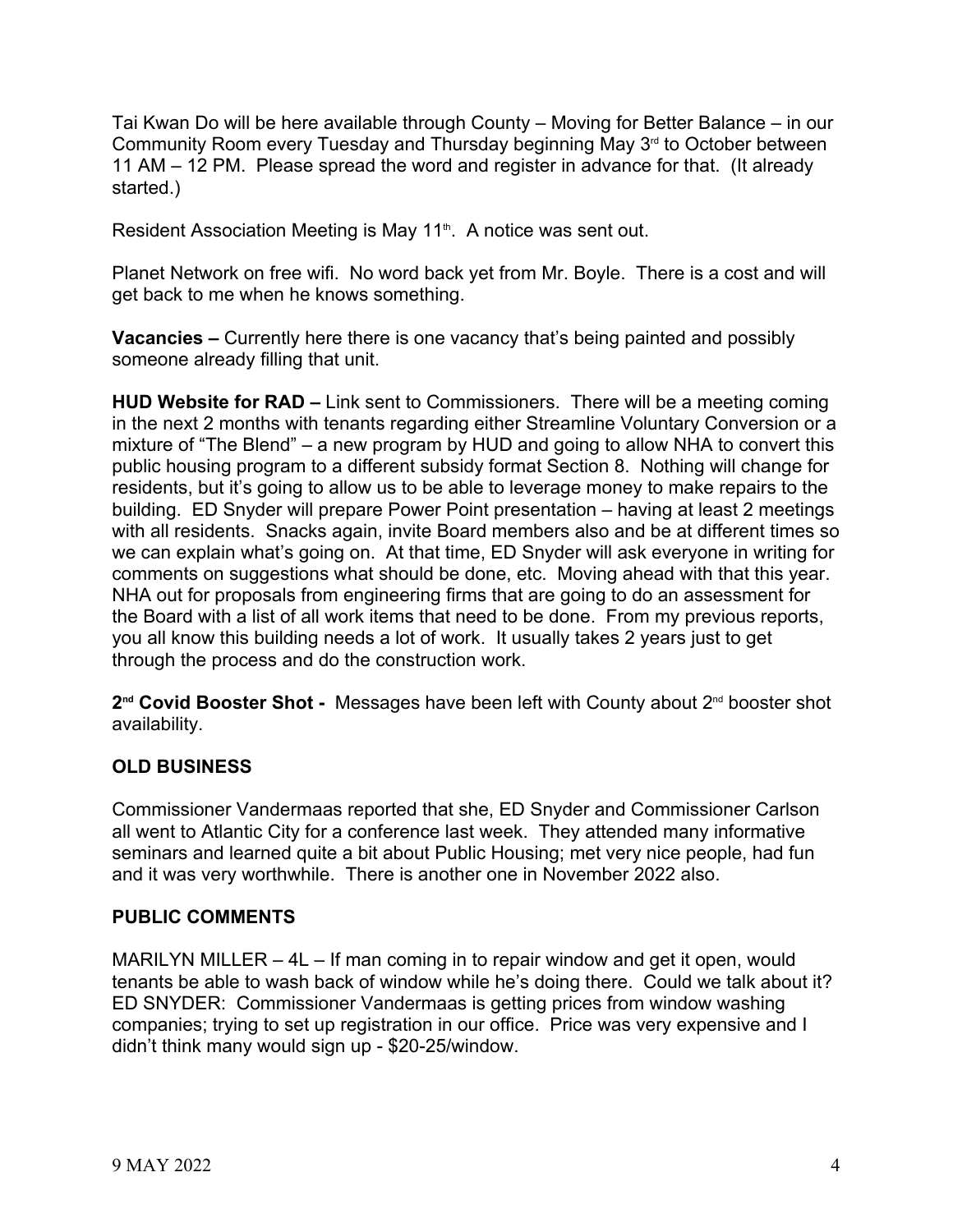Tai Kwan Do will be here available through County – Moving for Better Balance – in our Community Room every Tuesday and Thursday beginning May 3rd to October between 11 AM – 12 PM. Please spread the word and register in advance for that. (It already started.)

Resident Association Meeting is May 11th. A notice was sent out.

Planet Network on free wifi. No word back yet from Mr. Boyle. There is a cost and will get back to me when he knows something.

**Vacancies –** Currently here there is one vacancy that's being painted and possibly someone already filling that unit.

**HUD Website for RAD –** Link sent to Commissioners. There will be a meeting coming in the next 2 months with tenants regarding either Streamline Voluntary Conversion or a mixture of "The Blend" – a new program by HUD and going to allow NHA to convert this public housing program to a different subsidy format Section 8. Nothing will change for residents, but it's going to allow us to be able to leverage money to make repairs to the building. ED Snyder will prepare Power Point presentation – having at least 2 meetings with all residents. Snacks again, invite Board members also and be at different times so we can explain what's going on. At that time, ED Snyder will ask everyone in writing for comments on suggestions what should be done, etc. Moving ahead with that this year. NHA out for proposals from engineering firms that are going to do an assessment for the Board with a list of all work items that need to be done. From my previous reports, you all know this building needs a lot of work. It usually takes 2 years just to get through the process and do the construction work.

**2nd Covid Booster Shot -** Messages have been left with County about 2nd booster shot availability.

## OLD BUSINESS

Commissioner Vandermaas reported that she, ED Snyder and Commissioner Carlson all went to Atlantic City for a conference last week. They attended many informative seminars and learned quite a bit about Public Housing; met very nice people, had fun and it was very worthwhile. There is another one in November 2022 also.

## PUBLIC COMMENTS

MARILYN MILLER – 4L – If man coming in to repair window and get it open, would tenants be able to wash back of window while he's doing there. Could we talk about it?
ED SNYDER: Commissioner Vandermaas is getting prices from window washing companies; trying to set up registration in our office. Price was very expensive and I didn't think many would sign up - $20-25/window.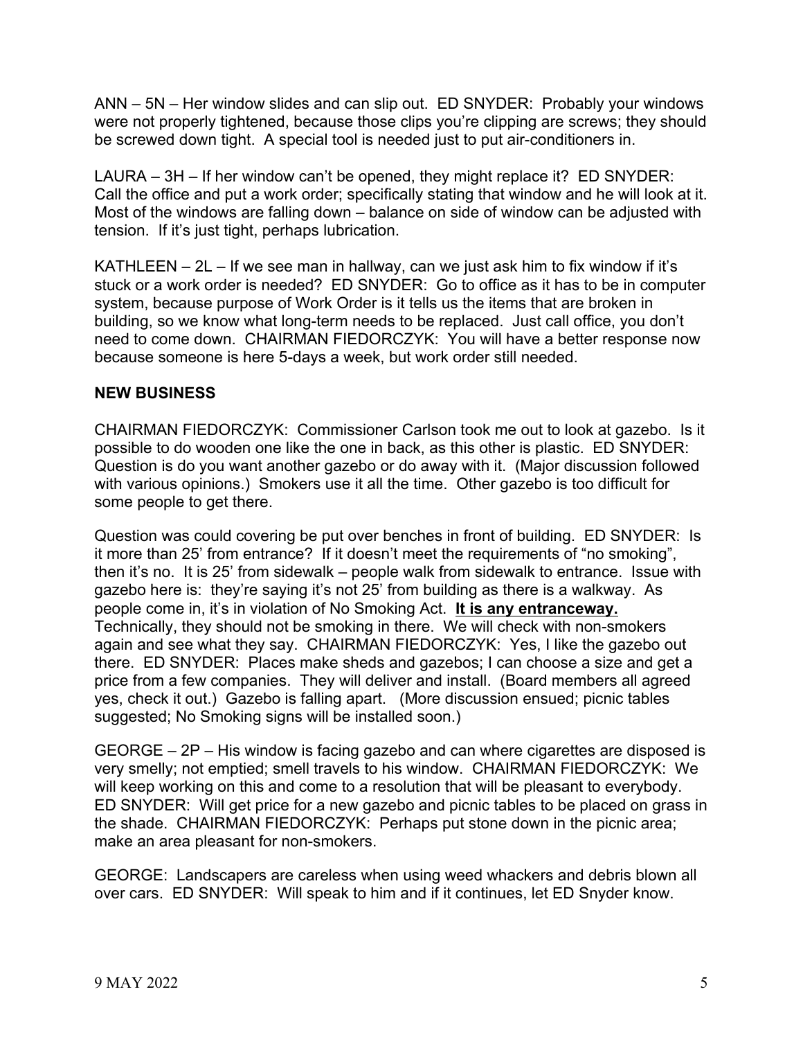ANN – 5N – Her window slides and can slip out. ED SNYDER: Probably your windows were not properly tightened, because those clips you're clipping are screws; they should be screwed down tight. A special tool is needed just to put air-conditioners in.

LAURA – 3H – If her window can't be opened, they might replace it? ED SNYDER: Call the office and put a work order; specifically stating that window and he will look at it. Most of the windows are falling down – balance on side of window can be adjusted with tension. If it's just tight, perhaps lubrication.

KATHLEEN – 2L – If we see man in hallway, can we just ask him to fix window if it's stuck or a work order is needed? ED SNYDER: Go to office as it has to be in computer system, because purpose of Work Order is it tells us the items that are broken in building, so we know what long-term needs to be replaced. Just call office, you don't need to come down. CHAIRMAN FIEDORCZYK: You will have a better response now because someone is here 5-days a week, but work order still needed.

## NEW BUSINESS

CHAIRMAN FIEDORCZYK: Commissioner Carlson took me out to look at gazebo. Is it possible to do wooden one like the one in back, as this other is plastic. ED SNYDER: Question is do you want another gazebo or do away with it. (Major discussion followed with various opinions.) Smokers use it all the time. Other gazebo is too difficult for some people to get there.

Question was could covering be put over benches in front of building. ED SNYDER: Is it more than 25' from entrance? If it doesn't meet the requirements of "no smoking", then it's no. It is 25' from sidewalk – people walk from sidewalk to entrance. Issue with gazebo here is: they're saying it's not 25' from building as there is a walkway. As people come in, it's in violation of No Smoking Act. **<u>It is any entranceway.</u>** Technically, they should not be smoking in there. We will check with non-smokers again and see what they say. CHAIRMAN FIEDORCZYK: Yes, I like the gazebo out there. ED SNYDER: Places make sheds and gazebos; I can choose a size and get a price from a few companies. They will deliver and install. (Board members all agreed yes, check it out.) Gazebo is falling apart. (More discussion ensued; picnic tables suggested; No Smoking signs will be installed soon.)

GEORGE – 2P – His window is facing gazebo and can where cigarettes are disposed is very smelly; not emptied; smell travels to his window. CHAIRMAN FIEDORCZYK: We will keep working on this and come to a resolution that will be pleasant to everybody. ED SNYDER: Will get price for a new gazebo and picnic tables to be placed on grass in the shade. CHAIRMAN FIEDORCZYK: Perhaps put stone down in the picnic area; make an area pleasant for non-smokers.

GEORGE: Landscapers are careless when using weed whackers and debris blown all over cars. ED SNYDER: Will speak to him and if it continues, let ED Snyder know.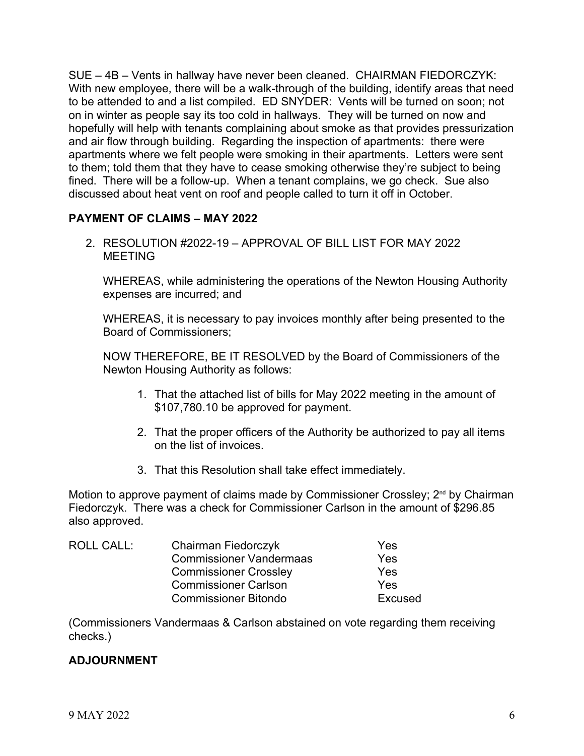SUE – 4B – Vents in hallway have never been cleaned. CHAIRMAN FIEDORCZYK: With new employee, there will be a walk-through of the building, identify areas that need to be attended to and a list compiled. ED SNYDER: Vents will be turned on soon; not on in winter as people say its too cold in hallways. They will be turned on now and hopefully will help with tenants complaining about smoke as that provides pressurization and air flow through building. Regarding the inspection of apartments: there were apartments where we felt people were smoking in their apartments. Letters were sent to them; told them that they have to cease smoking otherwise they're subject to being fined. There will be a follow-up. When a tenant complains, we go check. Sue also discussed about heat vent on roof and people called to turn it off in October.

## PAYMENT OF CLAIMS – MAY 2022

2. RESOLUTION #2022-19 – APPROVAL OF BILL LIST FOR MAY 2022 MEETING

   WHEREAS, while administering the operations of the Newton Housing Authority expenses are incurred; and

   WHEREAS, it is necessary to pay invoices monthly after being presented to the Board of Commissioners;

   NOW THEREFORE, BE IT RESOLVED by the Board of Commissioners of the Newton Housing Authority as follows:

   1. That the attached list of bills for May 2022 meeting in the amount of $107,780.10 be approved for payment.

   2. That the proper officers of the Authority be authorized to pay all items on the list of invoices.

   3. That this Resolution shall take effect immediately.

Motion to approve payment of claims made by Commissioner Crossley; 2nd by Chairman Fiedorczyk. There was a check for Commissioner Carlson in the amount of $296.85 also approved.

| ROLL CALL: | Chairman Fiedorczyk | Yes |
|---|---|---|
| | Commissioner Vandermaas | Yes |
| | Commissioner Crossley | Yes |
| | Commissioner Carlson | Yes |
| | Commissioner Bitondo | Excused |

(Commissioners Vandermaas & Carlson abstained on vote regarding them receiving checks.)

## ADJOURNMENT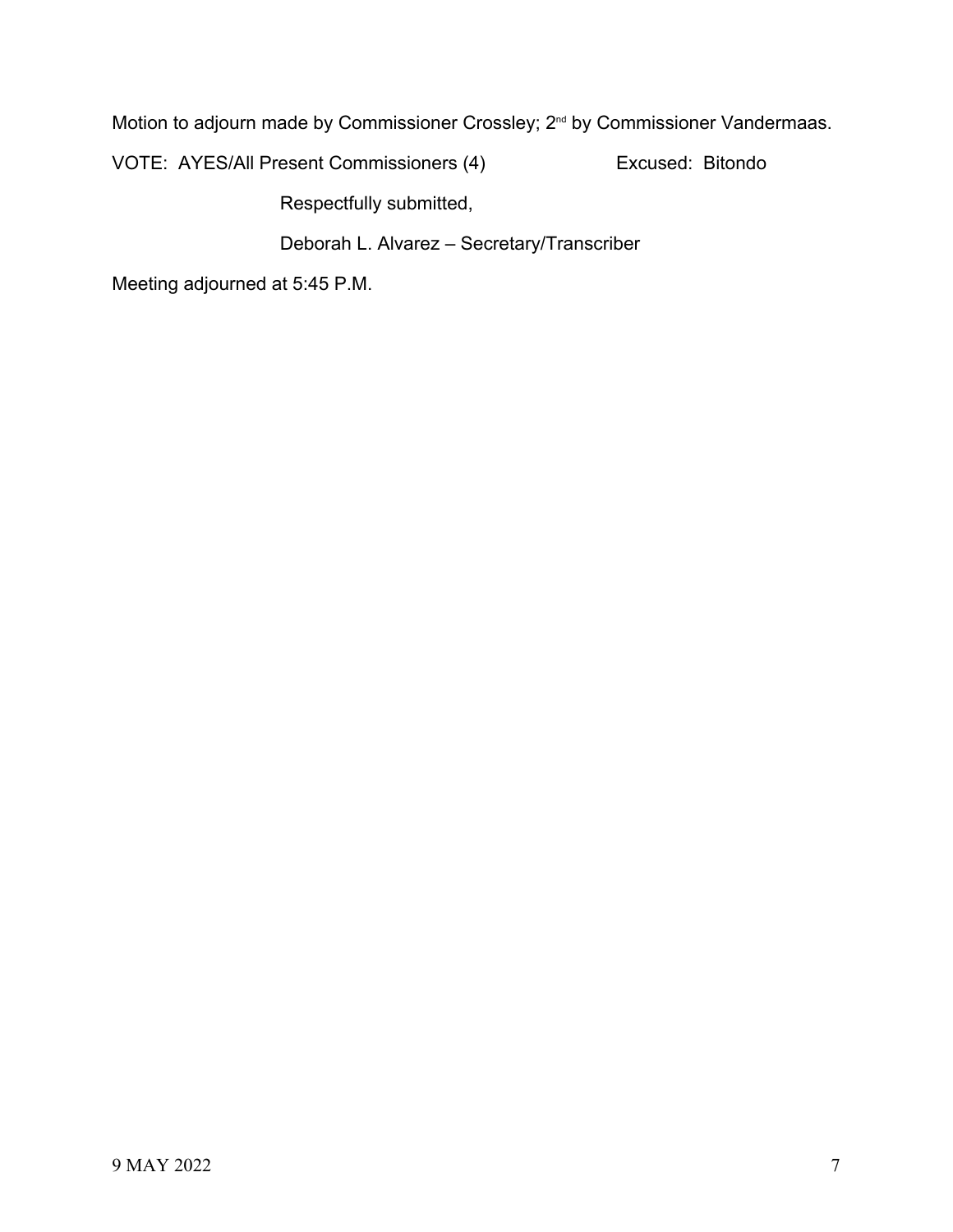Motion to adjourn made by Commissioner Crossley; 2nd by Commissioner Vandermaas.

VOTE: AYES/All Present Commissioners (4) Excused: Bitondo

Respectfully submitted,

Deborah L. Alvarez – Secretary/Transcriber

Meeting adjourned at 5:45 P.M.